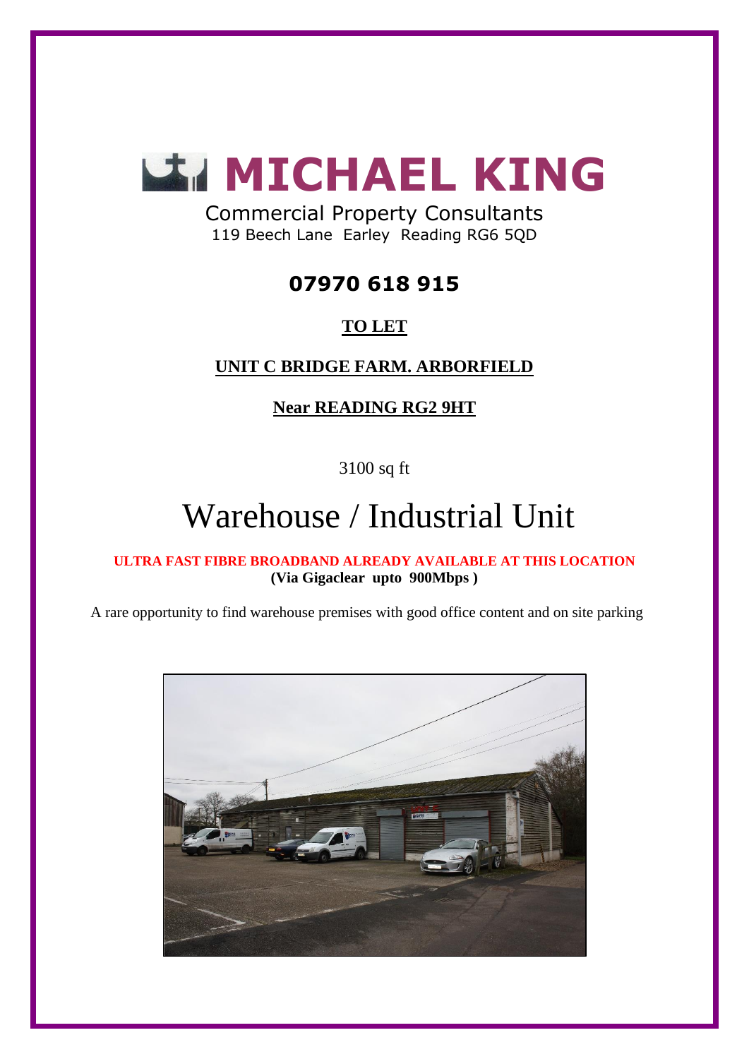# MICHAEL KING

Commercial Property Consultants
119 Beech Lane Earley Reading RG6 5QD

**07970 618 915**

**TO LET**

**UNIT C BRIDGE FARM. ARBORFIELD**

**Near READING RG2 9HT**

3100 sq ft

# Warehouse / Industrial Unit

**ULTRA FAST FIBRE BROADBAND ALREADY AVAILABLE AT THIS LOCATION**
**(Via Gigaclear upto 900Mbps )**

A rare opportunity to find warehouse premises with good office content and on site parking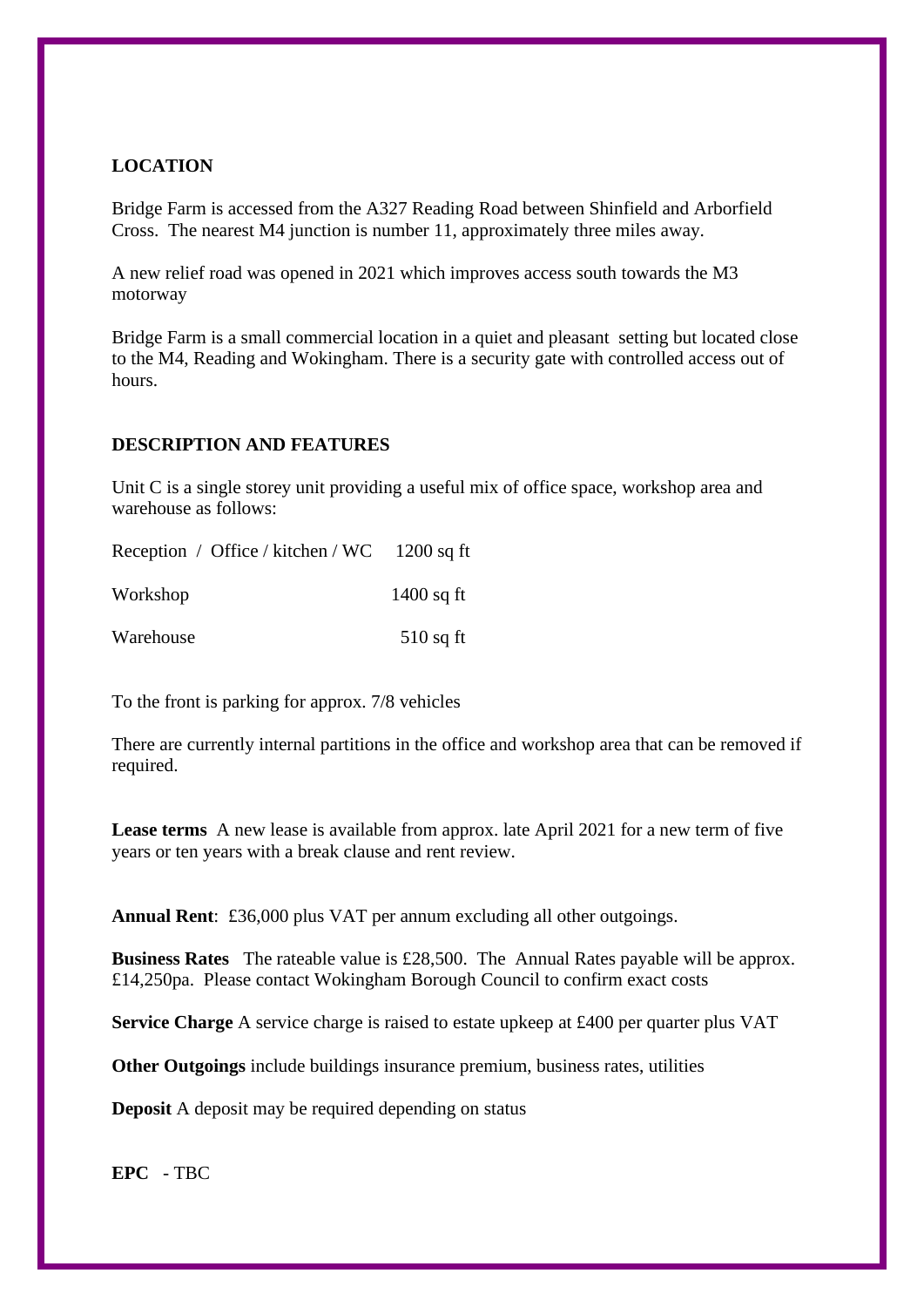## LOCATION

Bridge Farm is accessed from the A327 Reading Road between Shinfield and Arborfield Cross. The nearest M4 junction is number 11, approximately three miles away.

A new relief road was opened in 2021 which improves access south towards the M3 motorway

Bridge Farm is a small commercial location in a quiet and pleasant setting but located close to the M4, Reading and Wokingham. There is a security gate with controlled access out of hours.

## DESCRIPTION AND FEATURES

Unit C is a single storey unit providing a useful mix of office space, workshop area and warehouse as follows:

| | |
|---|---|
| Reception / Office / kitchen / WC | 1200 sq ft |
| Workshop | 1400 sq ft |
| Warehouse | 510 sq ft |

To the front is parking for approx. 7/8 vehicles

There are currently internal partitions in the office and workshop area that can be removed if required.

**Lease terms** A new lease is available from approx. late April 2021 for a new term of five years or ten years with a break clause and rent review.

**Annual Rent**: £36,000 plus VAT per annum excluding all other outgoings.

**Business Rates** The rateable value is £28,500. The Annual Rates payable will be approx. £14,250pa. Please contact Wokingham Borough Council to confirm exact costs

**Service Charge** A service charge is raised to estate upkeep at £400 per quarter plus VAT

**Other Outgoings** include buildings insurance premium, business rates, utilities

**Deposit** A deposit may be required depending on status

**EPC** - TBC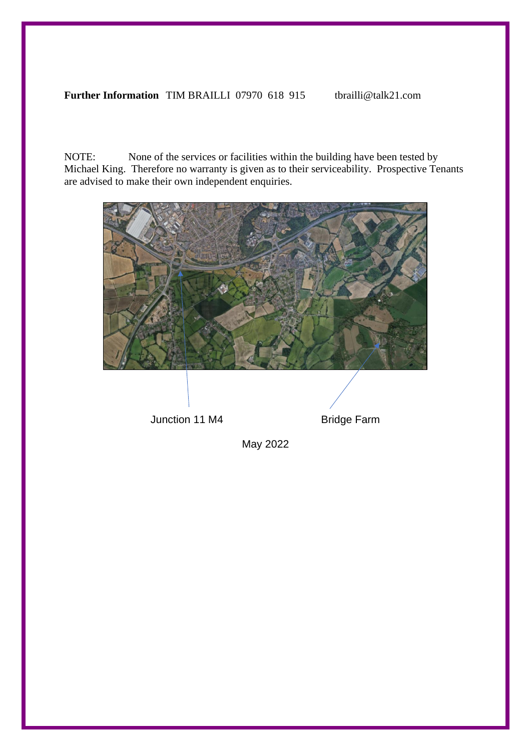**Further Information** TIM BRAILLI 07970 618 915 tbrailli@talk21.com

NOTE: None of the services or facilities within the building have been tested by Michael King. Therefore no warranty is given as to their serviceability. Prospective Tenants are advised to make their own independent enquiries.

Junction 11 M4

Bridge Farm

May 2022